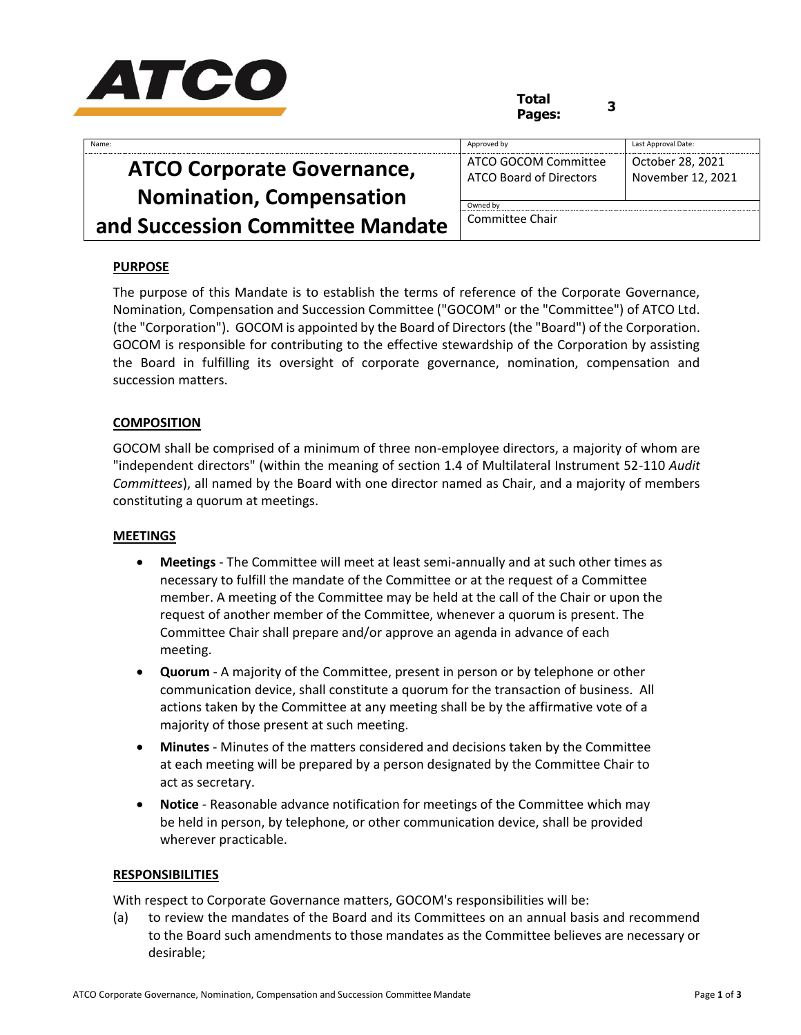**Total Pages:** 3

| Name: | Approved by | Last Approval Date: |
|---|---|---|
| **ATCO Corporate Governance, Nomination, Compensation and Succession Committee Mandate** | ATCO GOCOM Committee<br>ATCO Board of Directors | October 28, 2021<br>November 12, 2021 |
| | Owned by<br>Committee Chair | |

## PURPOSE

The purpose of this Mandate is to establish the terms of reference of the Corporate Governance, Nomination, Compensation and Succession Committee ("GOCOM" or the "Committee") of ATCO Ltd. (the "Corporation"). GOCOM is appointed by the Board of Directors (the "Board") of the Corporation. GOCOM is responsible for contributing to the effective stewardship of the Corporation by assisting the Board in fulfilling its oversight of corporate governance, nomination, compensation and succession matters.

## COMPOSITION

GOCOM shall be comprised of a minimum of three non-employee directors, a majority of whom are "independent directors" (within the meaning of section 1.4 of Multilateral Instrument 52-110 *Audit Committees*), all named by the Board with one director named as Chair, and a majority of members constituting a quorum at meetings.

## MEETINGS

- **Meetings** - The Committee will meet at least semi-annually and at such other times as necessary to fulfill the mandate of the Committee or at the request of a Committee member. A meeting of the Committee may be held at the call of the Chair or upon the request of another member of the Committee, whenever a quorum is present. The Committee Chair shall prepare and/or approve an agenda in advance of each meeting.
- **Quorum** - A majority of the Committee, present in person or by telephone or other communication device, shall constitute a quorum for the transaction of business. All actions taken by the Committee at any meeting shall be by the affirmative vote of a majority of those present at such meeting.
- **Minutes** - Minutes of the matters considered and decisions taken by the Committee at each meeting will be prepared by a person designated by the Committee Chair to act as secretary.
- **Notice** - Reasonable advance notification for meetings of the Committee which may be held in person, by telephone, or other communication device, shall be provided wherever practicable.

## RESPONSIBILITIES

With respect to Corporate Governance matters, GOCOM's responsibilities will be:

(a) to review the mandates of the Board and its Committees on an annual basis and recommend to the Board such amendments to those mandates as the Committee believes are necessary or desirable;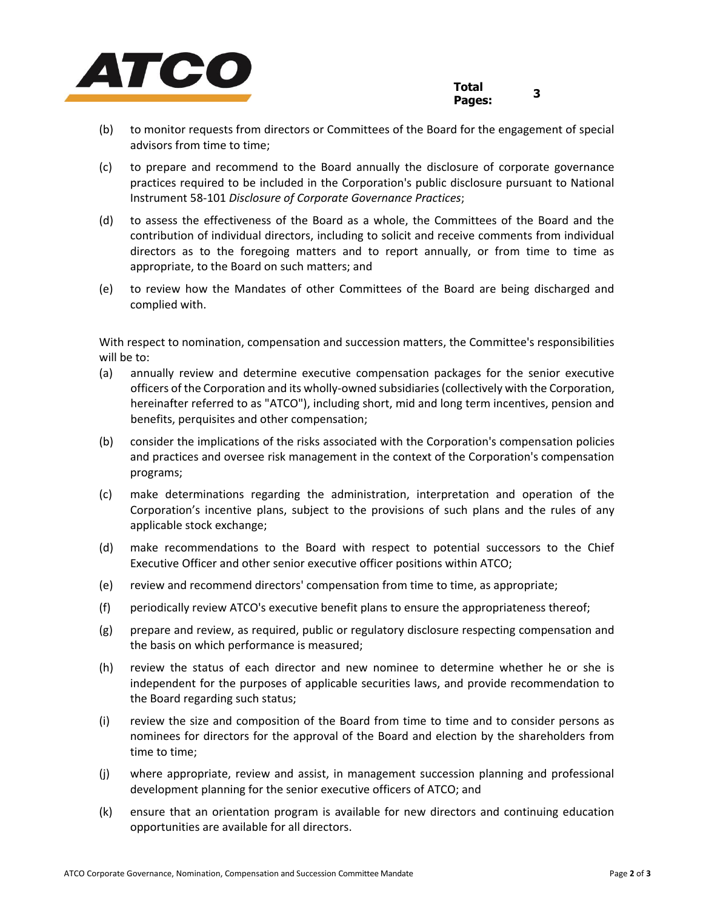(b) to monitor requests from directors or Committees of the Board for the engagement of special advisors from time to time;

(c) to prepare and recommend to the Board annually the disclosure of corporate governance practices required to be included in the Corporation's public disclosure pursuant to National Instrument 58-101 *Disclosure of Corporate Governance Practices*;

(d) to assess the effectiveness of the Board as a whole, the Committees of the Board and the contribution of individual directors, including to solicit and receive comments from individual directors as to the foregoing matters and to report annually, or from time to time as appropriate, to the Board on such matters; and

(e) to review how the Mandates of other Committees of the Board are being discharged and complied with.

With respect to nomination, compensation and succession matters, the Committee's responsibilities will be to:

(a) annually review and determine executive compensation packages for the senior executive officers of the Corporation and its wholly-owned subsidiaries (collectively with the Corporation, hereinafter referred to as "ATCO"), including short, mid and long term incentives, pension and benefits, perquisites and other compensation;

(b) consider the implications of the risks associated with the Corporation's compensation policies and practices and oversee risk management in the context of the Corporation's compensation programs;

(c) make determinations regarding the administration, interpretation and operation of the Corporation's incentive plans, subject to the provisions of such plans and the rules of any applicable stock exchange;

(d) make recommendations to the Board with respect to potential successors to the Chief Executive Officer and other senior executive officer positions within ATCO;

(e) review and recommend directors' compensation from time to time, as appropriate;

(f) periodically review ATCO's executive benefit plans to ensure the appropriateness thereof;

(g) prepare and review, as required, public or regulatory disclosure respecting compensation and the basis on which performance is measured;

(h) review the status of each director and new nominee to determine whether he or she is independent for the purposes of applicable securities laws, and provide recommendation to the Board regarding such status;

(i) review the size and composition of the Board from time to time and to consider persons as nominees for directors for the approval of the Board and election by the shareholders from time to time;

(j) where appropriate, review and assist, in management succession planning and professional development planning for the senior executive officers of ATCO; and

(k) ensure that an orientation program is available for new directors and continuing education opportunities are available for all directors.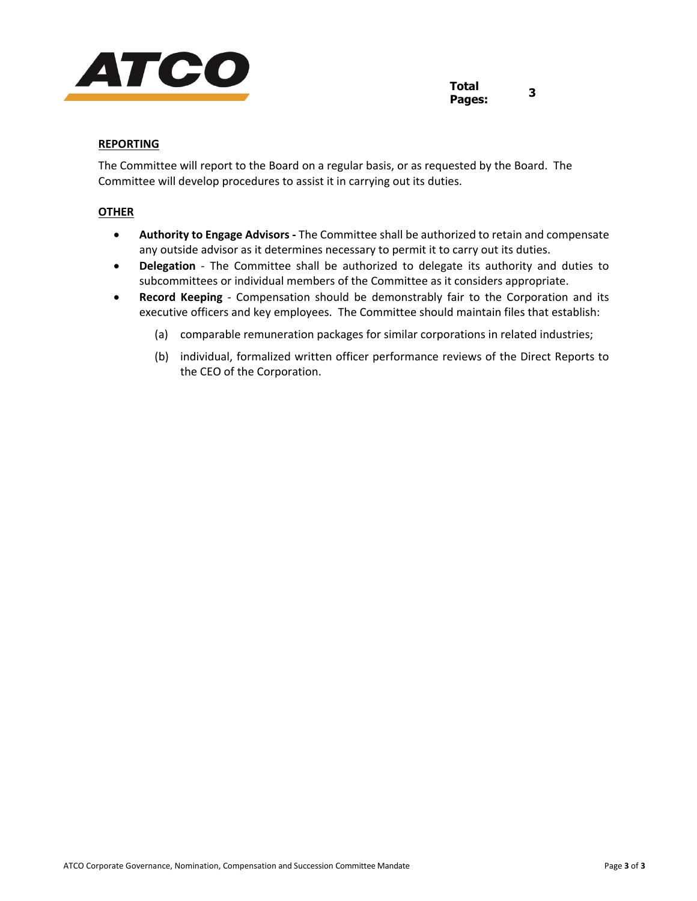## REPORTING

The Committee will report to the Board on a regular basis, or as requested by the Board. The Committee will develop procedures to assist it in carrying out its duties.

## OTHER

- **Authority to Engage Advisors -** The Committee shall be authorized to retain and compensate any outside advisor as it determines necessary to permit it to carry out its duties.
- **Delegation** - The Committee shall be authorized to delegate its authority and duties to subcommittees or individual members of the Committee as it considers appropriate.
- **Record Keeping** - Compensation should be demonstrably fair to the Corporation and its executive officers and key employees. The Committee should maintain files that establish:

  (a) comparable remuneration packages for similar corporations in related industries;

  (b) individual, formalized written officer performance reviews of the Direct Reports to the CEO of the Corporation.